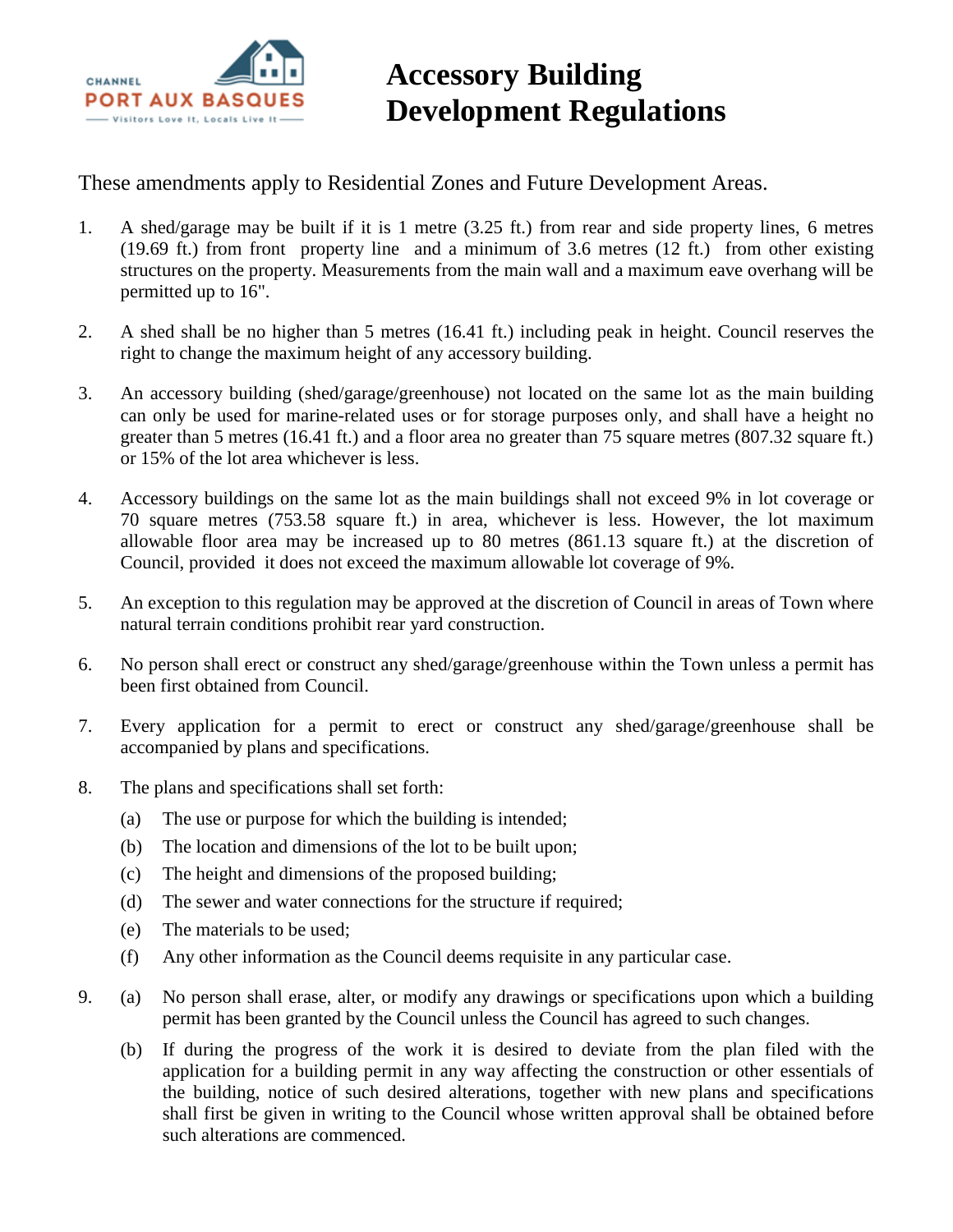# Accessory Building Development Regulations

These amendments apply to Residential Zones and Future Development Areas.

1. A shed/garage may be built if it is 1 metre (3.25 ft.) from rear and side property lines, 6 metres (19.69 ft.) from front property line and a minimum of 3.6 metres (12 ft.) from other existing structures on the property. Measurements from the main wall and a maximum eave overhang will be permitted up to 16".

2. A shed shall be no higher than 5 metres (16.41 ft.) including peak in height. Council reserves the right to change the maximum height of any accessory building.

3. An accessory building (shed/garage/greenhouse) not located on the same lot as the main building can only be used for marine-related uses or for storage purposes only, and shall have a height no greater than 5 metres (16.41 ft.) and a floor area no greater than 75 square metres (807.32 square ft.) or 15% of the lot area whichever is less.

4. Accessory buildings on the same lot as the main buildings shall not exceed 9% in lot coverage or 70 square metres (753.58 square ft.) in area, whichever is less. However, the lot maximum allowable floor area may be increased up to 80 metres (861.13 square ft.) at the discretion of Council, provided it does not exceed the maximum allowable lot coverage of 9%.

5. An exception to this regulation may be approved at the discretion of Council in areas of Town where natural terrain conditions prohibit rear yard construction.

6. No person shall erect or construct any shed/garage/greenhouse within the Town unless a permit has been first obtained from Council.

7. Every application for a permit to erect or construct any shed/garage/greenhouse shall be accompanied by plans and specifications.

8. The plans and specifications shall set forth:

   (a) The use or purpose for which the building is intended;

   (b) The location and dimensions of the lot to be built upon;

   (c) The height and dimensions of the proposed building;

   (d) The sewer and water connections for the structure if required;

   (e) The materials to be used;

   (f) Any other information as the Council deems requisite in any particular case.

9. (a) No person shall erase, alter, or modify any drawings or specifications upon which a building permit has been granted by the Council unless the Council has agreed to such changes.

   (b) If during the progress of the work it is desired to deviate from the plan filed with the application for a building permit in any way affecting the construction or other essentials of the building, notice of such desired alterations, together with new plans and specifications shall first be given in writing to the Council whose written approval shall be obtained before such alterations are commenced.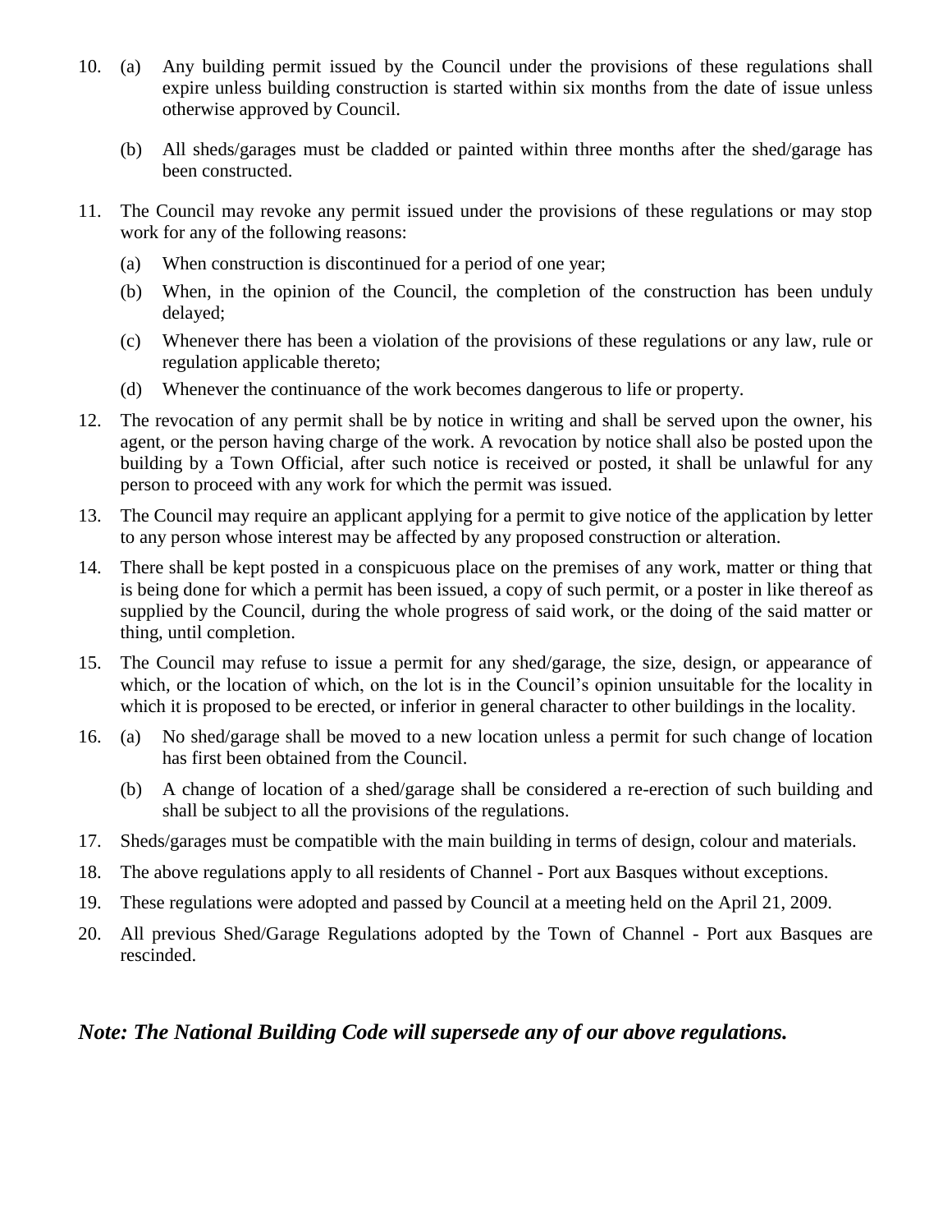10. (a) Any building permit issued by the Council under the provisions of these regulations shall expire unless building construction is started within six months from the date of issue unless otherwise approved by Council.

    (b) All sheds/garages must be cladded or painted within three months after the shed/garage has been constructed.

11. The Council may revoke any permit issued under the provisions of these regulations or may stop work for any of the following reasons:

    (a) When construction is discontinued for a period of one year;

    (b) When, in the opinion of the Council, the completion of the construction has been unduly delayed;

    (c) Whenever there has been a violation of the provisions of these regulations or any law, rule or regulation applicable thereto;

    (d) Whenever the continuance of the work becomes dangerous to life or property.

12. The revocation of any permit shall be by notice in writing and shall be served upon the owner, his agent, or the person having charge of the work. A revocation by notice shall also be posted upon the building by a Town Official, after such notice is received or posted, it shall be unlawful for any person to proceed with any work for which the permit was issued.

13. The Council may require an applicant applying for a permit to give notice of the application by letter to any person whose interest may be affected by any proposed construction or alteration.

14. There shall be kept posted in a conspicuous place on the premises of any work, matter or thing that is being done for which a permit has been issued, a copy of such permit, or a poster in like thereof as supplied by the Council, during the whole progress of said work, or the doing of the said matter or thing, until completion.

15. The Council may refuse to issue a permit for any shed/garage, the size, design, or appearance of which, or the location of which, on the lot is in the Council's opinion unsuitable for the locality in which it is proposed to be erected, or inferior in general character to other buildings in the locality.

16. (a) No shed/garage shall be moved to a new location unless a permit for such change of location has first been obtained from the Council.

    (b) A change of location of a shed/garage shall be considered a re-erection of such building and shall be subject to all the provisions of the regulations.

17. Sheds/garages must be compatible with the main building in terms of design, colour and materials.

18. The above regulations apply to all residents of Channel - Port aux Basques without exceptions.

19. These regulations were adopted and passed by Council at a meeting held on the April 21, 2009.

20. All previous Shed/Garage Regulations adopted by the Town of Channel - Port aux Basques are rescinded.

***Note: The National Building Code will supersede any of our above regulations.***